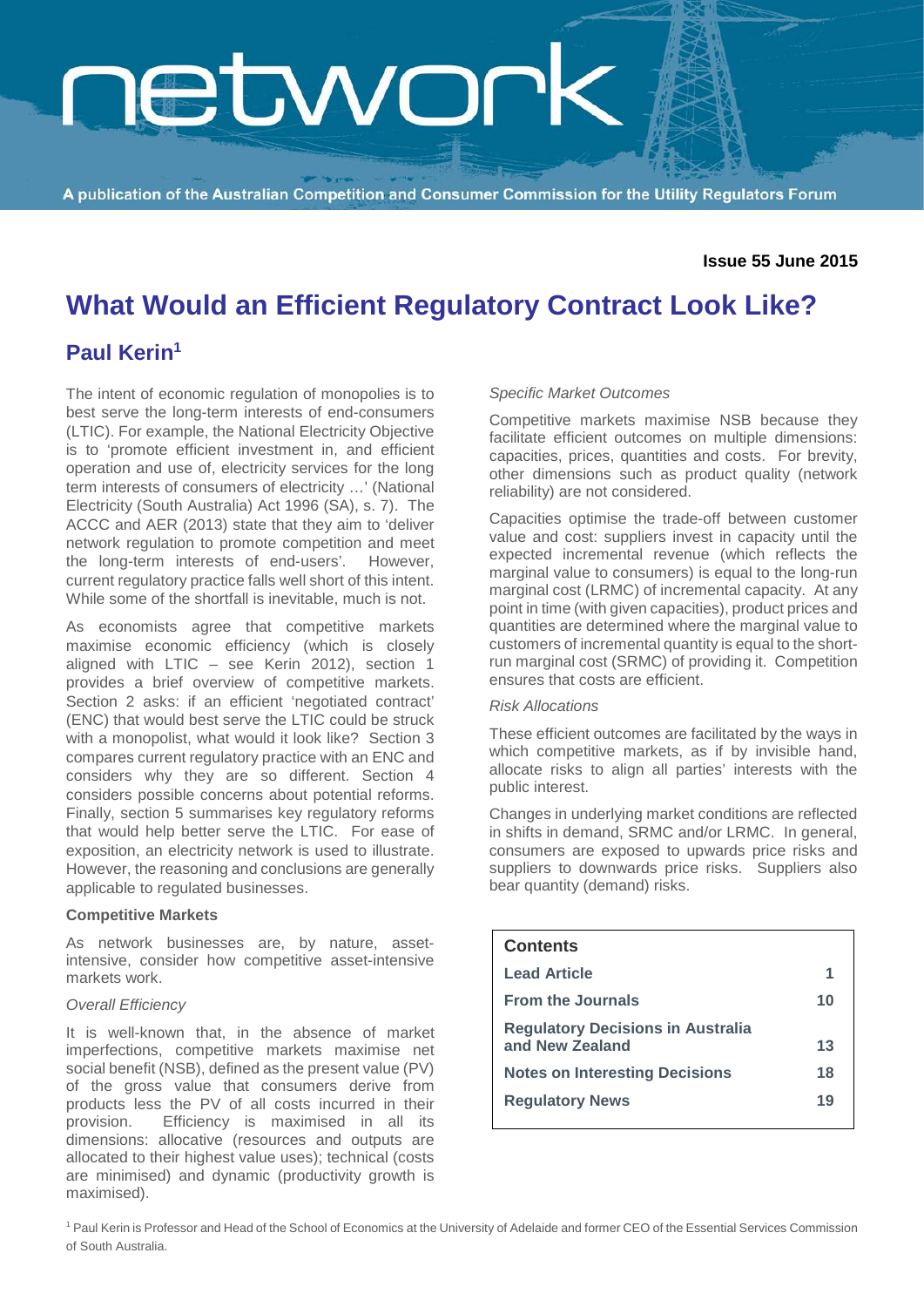# network

A publication of the Australian Competition and Consumer Commission for the Utility Regulators Forum

**Issue 55 June 2015**

# What Would an Efficient Regulatory Contract Look Like?

## Paul Kerin[1]

The intent of economic regulation of monopolies is to best serve the long-term interests of end-consumers (LTIC). For example, the National Electricity Objective is to 'promote efficient investment in, and efficient operation and use of, electricity services for the long term interests of consumers of electricity …' (National Electricity (South Australia) Act 1996 (SA), s. 7). The ACCC and AER (2013) state that they aim to 'deliver network regulation to promote competition and meet the long-term interests of end-users'. However, current regulatory practice falls well short of this intent. While some of the shortfall is inevitable, much is not.

As economists agree that competitive markets maximise economic efficiency (which is closely aligned with LTIC – see Kerin 2012), section 1 provides a brief overview of competitive markets. Section 2 asks: if an efficient 'negotiated contract' (ENC) that would best serve the LTIC could be struck with a monopolist, what would it look like? Section 3 compares current regulatory practice with an ENC and considers why they are so different. Section 4 considers possible concerns about potential reforms. Finally, section 5 summarises key regulatory reforms that would help better serve the LTIC. For ease of exposition, an electricity network is used to illustrate. However, the reasoning and conclusions are generally applicable to regulated businesses.

**Competitive Markets**

As network businesses are, by nature, asset-intensive, consider how competitive asset-intensive markets work.

*Overall Efficiency*

It is well-known that, in the absence of market imperfections, competitive markets maximise net social benefit (NSB), defined as the present value (PV) of the gross value that consumers derive from products less the PV of all costs incurred in their provision. Efficiency is maximised in all its dimensions: allocative (resources and outputs are allocated to their highest value uses); technical (costs are minimised) and dynamic (productivity growth is maximised).

*Specific Market Outcomes*

Competitive markets maximise NSB because they facilitate efficient outcomes on multiple dimensions: capacities, prices, quantities and costs. For brevity, other dimensions such as product quality (network reliability) are not considered.

Capacities optimise the trade-off between customer value and cost: suppliers invest in capacity until the expected incremental revenue (which reflects the marginal value to consumers) is equal to the long-run marginal cost (LRMC) of incremental capacity. At any point in time (with given capacities), product prices and quantities are determined where the marginal value to customers of incremental quantity is equal to the short-run marginal cost (SRMC) of providing it. Competition ensures that costs are efficient.

*Risk Allocations*

These efficient outcomes are facilitated by the ways in which competitive markets, as if by invisible hand, allocate risks to align all parties' interests with the public interest.

Changes in underlying market conditions are reflected in shifts in demand, SRMC and/or LRMC. In general, consumers are exposed to upwards price risks and suppliers to downwards price risks. Suppliers also bear quantity (demand) risks.

| Contents | |
|---|---|
| **Lead Article** | **1** |
| **From the Journals** | **10** |
| **Regulatory Decisions in Australia and New Zealand** | **13** |
| **Notes on Interesting Decisions** | **18** |
| **Regulatory News** | **19** |

[1] Paul Kerin is Professor and Head of the School of Economics at the University of Adelaide and former CEO of the Essential Services Commission of South Australia.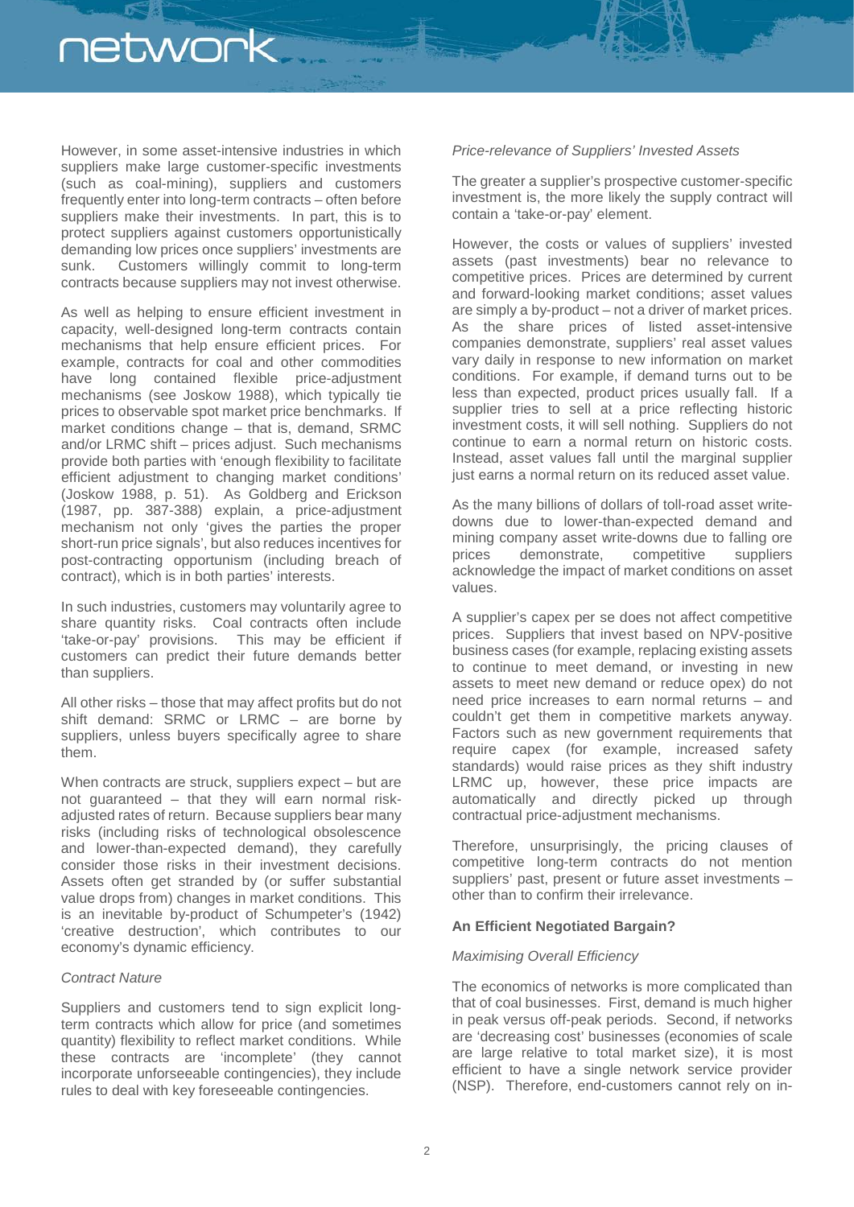However, in some asset-intensive industries in which suppliers make large customer-specific investments (such as coal-mining), suppliers and customers frequently enter into long-term contracts – often before suppliers make their investments. In part, this is to protect suppliers against customers opportunistically demanding low prices once suppliers' investments are sunk. Customers willingly commit to long-term contracts because suppliers may not invest otherwise.

As well as helping to ensure efficient investment in capacity, well-designed long-term contracts contain mechanisms that help ensure efficient prices. For example, contracts for coal and other commodities have long contained flexible price-adjustment mechanisms (see Joskow 1988), which typically tie prices to observable spot market price benchmarks. If market conditions change – that is, demand, SRMC and/or LRMC shift – prices adjust. Such mechanisms provide both parties with 'enough flexibility to facilitate efficient adjustment to changing market conditions' (Joskow 1988, p. 51). As Goldberg and Erickson (1987, pp. 387-388) explain, a price-adjustment mechanism not only 'gives the parties the proper short-run price signals', but also reduces incentives for post-contracting opportunism (including breach of contract), which is in both parties' interests.

In such industries, customers may voluntarily agree to share quantity risks. Coal contracts often include 'take-or-pay' provisions. This may be efficient if customers can predict their future demands better than suppliers.

All other risks – those that may affect profits but do not shift demand: SRMC or LRMC – are borne by suppliers, unless buyers specifically agree to share them.

When contracts are struck, suppliers expect – but are not guaranteed – that they will earn normal risk-adjusted rates of return. Because suppliers bear many risks (including risks of technological obsolescence and lower-than-expected demand), they carefully consider those risks in their investment decisions. Assets often get stranded by (or suffer substantial value drops from) changes in market conditions. This is an inevitable by-product of Schumpeter's (1942) 'creative destruction', which contributes to our economy's dynamic efficiency.

*Contract Nature*

Suppliers and customers tend to sign explicit long-term contracts which allow for price (and sometimes quantity) flexibility to reflect market conditions. While these contracts are 'incomplete' (they cannot incorporate unforseeable contingencies), they include rules to deal with key foreseeable contingencies.

*Price-relevance of Suppliers' Invested Assets*

The greater a supplier's prospective customer-specific investment is, the more likely the supply contract will contain a 'take-or-pay' element.

However, the costs or values of suppliers' invested assets (past investments) bear no relevance to competitive prices. Prices are determined by current and forward-looking market conditions; asset values are simply a by-product – not a driver of market prices. As the share prices of listed asset-intensive companies demonstrate, suppliers' real asset values vary daily in response to new information on market conditions. For example, if demand turns out to be less than expected, product prices usually fall. If a supplier tries to sell at a price reflecting historic investment costs, it will sell nothing. Suppliers do not continue to earn a normal return on historic costs. Instead, asset values fall until the marginal supplier just earns a normal return on its reduced asset value.

As the many billions of dollars of toll-road asset write-downs due to lower-than-expected demand and mining company asset write-downs due to falling ore prices demonstrate, competitive suppliers acknowledge the impact of market conditions on asset values.

A supplier's capex per se does not affect competitive prices. Suppliers that invest based on NPV-positive business cases (for example, replacing existing assets to continue to meet demand, or investing in new assets to meet new demand or reduce opex) do not need price increases to earn normal returns – and couldn't get them in competitive markets anyway. Factors such as new government requirements that require capex (for example, increased safety standards) would raise prices as they shift industry LRMC up, however, these price impacts are automatically and directly picked up through contractual price-adjustment mechanisms.

Therefore, unsurprisingly, the pricing clauses of competitive long-term contracts do not mention suppliers' past, present or future asset investments – other than to confirm their irrelevance.

**An Efficient Negotiated Bargain?**

*Maximising Overall Efficiency*

The economics of networks is more complicated than that of coal businesses. First, demand is much higher in peak versus off-peak periods. Second, if networks are 'decreasing cost' businesses (economies of scale are large relative to total market size), it is most efficient to have a single network service provider (NSP). Therefore, end-customers cannot rely on in-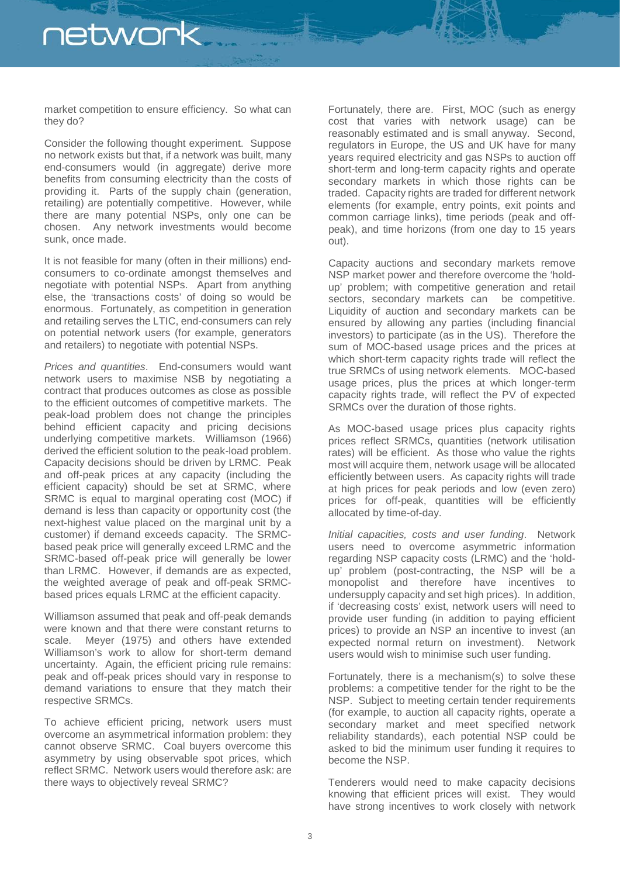market competition to ensure efficiency. So what can they do?

Consider the following thought experiment. Suppose no network exists but that, if a network was built, many end-consumers would (in aggregate) derive more benefits from consuming electricity than the costs of providing it. Parts of the supply chain (generation, retailing) are potentially competitive. However, while there are many potential NSPs, only one can be chosen. Any network investments would become sunk, once made.

It is not feasible for many (often in their millions) end-consumers to co-ordinate amongst themselves and negotiate with potential NSPs. Apart from anything else, the 'transactions costs' of doing so would be enormous. Fortunately, as competition in generation and retailing serves the LTIC, end-consumers can rely on potential network users (for example, generators and retailers) to negotiate with potential NSPs.

*Prices and quantities*. End-consumers would want network users to maximise NSB by negotiating a contract that produces outcomes as close as possible to the efficient outcomes of competitive markets. The peak-load problem does not change the principles behind efficient capacity and pricing decisions underlying competitive markets. Williamson (1966) derived the efficient solution to the peak-load problem. Capacity decisions should be driven by LRMC. Peak and off-peak prices at any capacity (including the efficient capacity) should be set at SRMC, where SRMC is equal to marginal operating cost (MOC) if demand is less than capacity or opportunity cost (the next-highest value placed on the marginal unit by a customer) if demand exceeds capacity. The SRMC-based peak price will generally exceed LRMC and the SRMC-based off-peak price will generally be lower than LRMC. However, if demands are as expected, the weighted average of peak and off-peak SRMC-based prices equals LRMC at the efficient capacity.

Williamson assumed that peak and off-peak demands were known and that there were constant returns to scale. Meyer (1975) and others have extended Williamson's work to allow for short-term demand uncertainty. Again, the efficient pricing rule remains: peak and off-peak prices should vary in response to demand variations to ensure that they match their respective SRMCs.

To achieve efficient pricing, network users must overcome an asymmetrical information problem: they cannot observe SRMC. Coal buyers overcome this asymmetry by using observable spot prices, which reflect SRMC. Network users would therefore ask: are there ways to objectively reveal SRMC?

Fortunately, there are. First, MOC (such as energy cost that varies with network usage) can be reasonably estimated and is small anyway. Second, regulators in Europe, the US and UK have for many years required electricity and gas NSPs to auction off short-term and long-term capacity rights and operate secondary markets in which those rights can be traded. Capacity rights are traded for different network elements (for example, entry points, exit points and common carriage links), time periods (peak and off-peak), and time horizons (from one day to 15 years out).

Capacity auctions and secondary markets remove NSP market power and therefore overcome the 'hold-up' problem; with competitive generation and retail sectors, secondary markets can be competitive. Liquidity of auction and secondary markets can be ensured by allowing any parties (including financial investors) to participate (as in the US). Therefore the sum of MOC-based usage prices and the prices at which short-term capacity rights trade will reflect the true SRMCs of using network elements. MOC-based usage prices, plus the prices at which longer-term capacity rights trade, will reflect the PV of expected SRMCs over the duration of those rights.

As MOC-based usage prices plus capacity rights prices reflect SRMCs, quantities (network utilisation rates) will be efficient. As those who value the rights most will acquire them, network usage will be allocated efficiently between users. As capacity rights will trade at high prices for peak periods and low (even zero) prices for off-peak, quantities will be efficiently allocated by time-of-day.

*Initial capacities, costs and user funding*. Network users need to overcome asymmetric information regarding NSP capacity costs (LRMC) and the 'hold-up' problem (post-contracting, the NSP will be a monopolist and therefore have incentives to undersupply capacity and set high prices). In addition, if 'decreasing costs' exist, network users will need to provide user funding (in addition to paying efficient prices) to provide an NSP an incentive to invest (an expected normal return on investment). Network users would wish to minimise such user funding.

Fortunately, there is a mechanism(s) to solve these problems: a competitive tender for the right to be the NSP. Subject to meeting certain tender requirements (for example, to auction all capacity rights, operate a secondary market and meet specified network reliability standards), each potential NSP could be asked to bid the minimum user funding it requires to become the NSP.

Tenderers would need to make capacity decisions knowing that efficient prices will exist. They would have strong incentives to work closely with network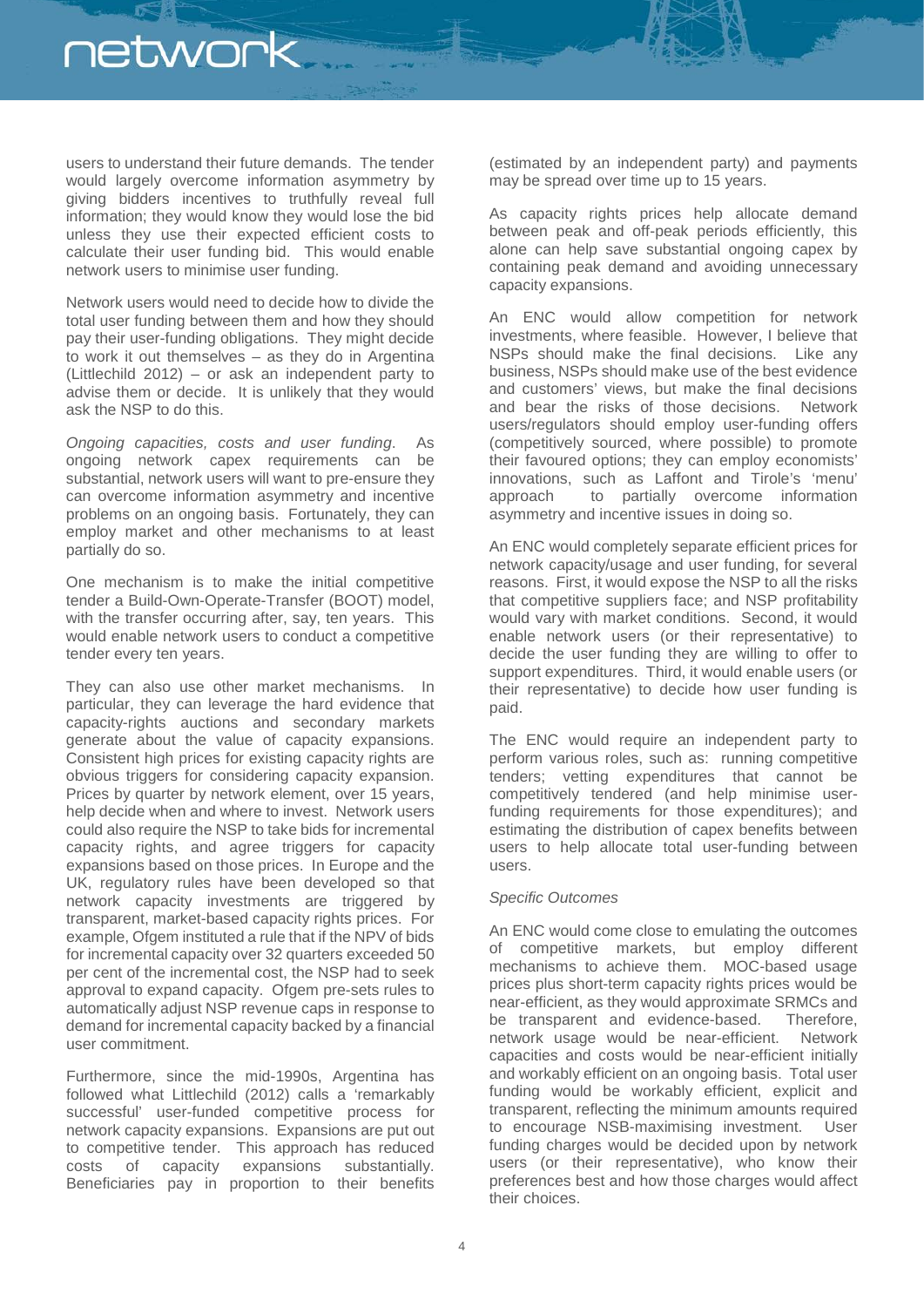users to understand their future demands. The tender would largely overcome information asymmetry by giving bidders incentives to truthfully reveal full information; they would know they would lose the bid unless they use their expected efficient costs to calculate their user funding bid. This would enable network users to minimise user funding.

Network users would need to decide how to divide the total user funding between them and how they should pay their user-funding obligations. They might decide to work it out themselves – as they do in Argentina (Littlechild 2012) – or ask an independent party to advise them or decide. It is unlikely that they would ask the NSP to do this.

*Ongoing capacities, costs and user funding*. As ongoing network capex requirements can be substantial, network users will want to pre-ensure they can overcome information asymmetry and incentive problems on an ongoing basis. Fortunately, they can employ market and other mechanisms to at least partially do so.

One mechanism is to make the initial competitive tender a Build-Own-Operate-Transfer (BOOT) model, with the transfer occurring after, say, ten years. This would enable network users to conduct a competitive tender every ten years.

They can also use other market mechanisms. In particular, they can leverage the hard evidence that capacity-rights auctions and secondary markets generate about the value of capacity expansions. Consistent high prices for existing capacity rights are obvious triggers for considering capacity expansion. Prices by quarter by network element, over 15 years, help decide when and where to invest. Network users could also require the NSP to take bids for incremental capacity rights, and agree triggers for capacity expansions based on those prices. In Europe and the UK, regulatory rules have been developed so that network capacity investments are triggered by transparent, market-based capacity rights prices. For example, Ofgem instituted a rule that if the NPV of bids for incremental capacity over 32 quarters exceeded 50 per cent of the incremental cost, the NSP had to seek approval to expand capacity. Ofgem pre-sets rules to automatically adjust NSP revenue caps in response to demand for incremental capacity backed by a financial user commitment.

Furthermore, since the mid-1990s, Argentina has followed what Littlechild (2012) calls a 'remarkably successful' user-funded competitive process for network capacity expansions. Expansions are put out to competitive tender. This approach has reduced costs of capacity expansions substantially. Beneficiaries pay in proportion to their benefits (estimated by an independent party) and payments may be spread over time up to 15 years.

As capacity rights prices help allocate demand between peak and off-peak periods efficiently, this alone can help save substantial ongoing capex by containing peak demand and avoiding unnecessary capacity expansions.

An ENC would allow competition for network investments, where feasible. However, I believe that NSPs should make the final decisions. Like any business, NSPs should make use of the best evidence and customers' views, but make the final decisions and bear the risks of those decisions. Network users/regulators should employ user-funding offers (competitively sourced, where possible) to promote their favoured options; they can employ economists' innovations, such as Laffont and Tirole's 'menu' approach to partially overcome information asymmetry and incentive issues in doing so.

An ENC would completely separate efficient prices for network capacity/usage and user funding, for several reasons. First, it would expose the NSP to all the risks that competitive suppliers face; and NSP profitability would vary with market conditions. Second, it would enable network users (or their representative) to decide the user funding they are willing to offer to support expenditures. Third, it would enable users (or their representative) to decide how user funding is paid.

The ENC would require an independent party to perform various roles, such as: running competitive tenders; vetting expenditures that cannot be competitively tendered (and help minimise user-funding requirements for those expenditures); and estimating the distribution of capex benefits between users to help allocate total user-funding between users.

*Specific Outcomes*

An ENC would come close to emulating the outcomes of competitive markets, but employ different mechanisms to achieve them. MOC-based usage prices plus short-term capacity rights prices would be near-efficient, as they would approximate SRMCs and be transparent and evidence-based. Therefore, network usage would be near-efficient. Network capacities and costs would be near-efficient initially and workably efficient on an ongoing basis. Total user funding would be workably efficient, explicit and transparent, reflecting the minimum amounts required to encourage NSB-maximising investment. User funding charges would be decided upon by network users (or their representative), who know their preferences best and how those charges would affect their choices.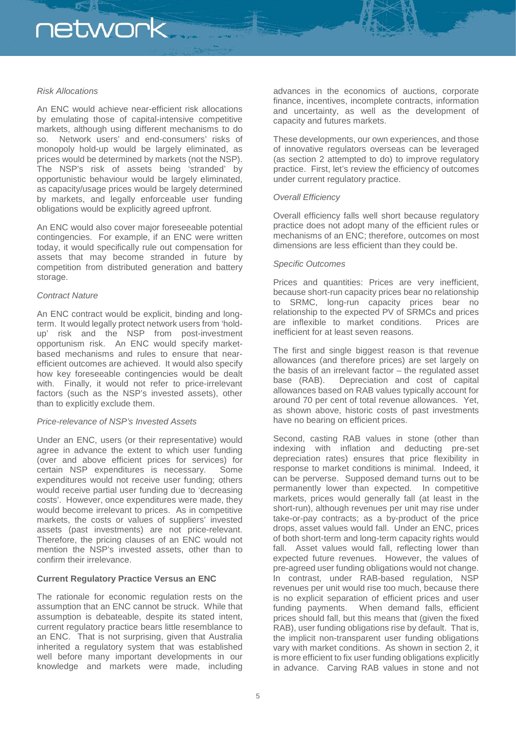*Risk Allocations*

An ENC would achieve near-efficient risk allocations by emulating those of capital-intensive competitive markets, although using different mechanisms to do so. Network users' and end-consumers' risks of monopoly hold-up would be largely eliminated, as prices would be determined by markets (not the NSP). The NSP's risk of assets being 'stranded' by opportunistic behaviour would be largely eliminated, as capacity/usage prices would be largely determined by markets, and legally enforceable user funding obligations would be explicitly agreed upfront.

An ENC would also cover major foreseeable potential contingencies. For example, if an ENC were written today, it would specifically rule out compensation for assets that may become stranded in future by competition from distributed generation and battery storage.

*Contract Nature*

An ENC contract would be explicit, binding and long-term. It would legally protect network users from 'hold-up' risk and the NSP from post-investment opportunism risk. An ENC would specify market-based mechanisms and rules to ensure that near-efficient outcomes are achieved. It would also specify how key foreseeable contingencies would be dealt with. Finally, it would not refer to price-irrelevant factors (such as the NSP's invested assets), other than to explicitly exclude them.

*Price-relevance of NSP's Invested Assets*

Under an ENC, users (or their representative) would agree in advance the extent to which user funding (over and above efficient prices for services) for certain NSP expenditures is necessary. Some expenditures would not receive user funding; others would receive partial user funding due to 'decreasing costs'. However, once expenditures were made, they would become irrelevant to prices. As in competitive markets, the costs or values of suppliers' invested assets (past investments) are not price-relevant. Therefore, the pricing clauses of an ENC would not mention the NSP's invested assets, other than to confirm their irrelevance.

**Current Regulatory Practice Versus an ENC**

The rationale for economic regulation rests on the assumption that an ENC cannot be struck. While that assumption is debateable, despite its stated intent, current regulatory practice bears little resemblance to an ENC. That is not surprising, given that Australia inherited a regulatory system that was established well before many important developments in our knowledge and markets were made, including advances in the economics of auctions, corporate finance, incentives, incomplete contracts, information and uncertainty, as well as the development of capacity and futures markets.

These developments, our own experiences, and those of innovative regulators overseas can be leveraged (as section 2 attempted to do) to improve regulatory practice. First, let's review the efficiency of outcomes under current regulatory practice.

*Overall Efficiency*

Overall efficiency falls well short because regulatory practice does not adopt many of the efficient rules or mechanisms of an ENC; therefore, outcomes on most dimensions are less efficient than they could be.

*Specific Outcomes*

Prices and quantities: Prices are very inefficient, because short-run capacity prices bear no relationship to SRMC, long-run capacity prices bear no relationship to the expected PV of SRMCs and prices are inflexible to market conditions. Prices are inefficient for at least seven reasons.

The first and single biggest reason is that revenue allowances (and therefore prices) are set largely on the basis of an irrelevant factor – the regulated asset base (RAB). Depreciation and cost of capital allowances based on RAB values typically account for around 70 per cent of total revenue allowances. Yet, as shown above, historic costs of past investments have no bearing on efficient prices.

Second, casting RAB values in stone (other than indexing with inflation and deducting pre-set depreciation rates) ensures that price flexibility in response to market conditions is minimal. Indeed, it can be perverse. Supposed demand turns out to be permanently lower than expected. In competitive markets, prices would generally fall (at least in the short-run), although revenues per unit may rise under take-or-pay contracts; as a by-product of the price drops, asset values would fall. Under an ENC, prices of both short-term and long-term capacity rights would fall. Asset values would fall, reflecting lower than expected future revenues. However, the values of pre-agreed user funding obligations would not change. In contrast, under RAB-based regulation, NSP revenues per unit would rise too much, because there is no explicit separation of efficient prices and user funding payments. When demand falls, efficient prices should fall, but this means that (given the fixed RAB), user funding obligations rise by default. That is, the implicit non-transparent user funding obligations vary with market conditions. As shown in section 2, it is more efficient to fix user funding obligations explicitly in advance. Carving RAB values in stone and not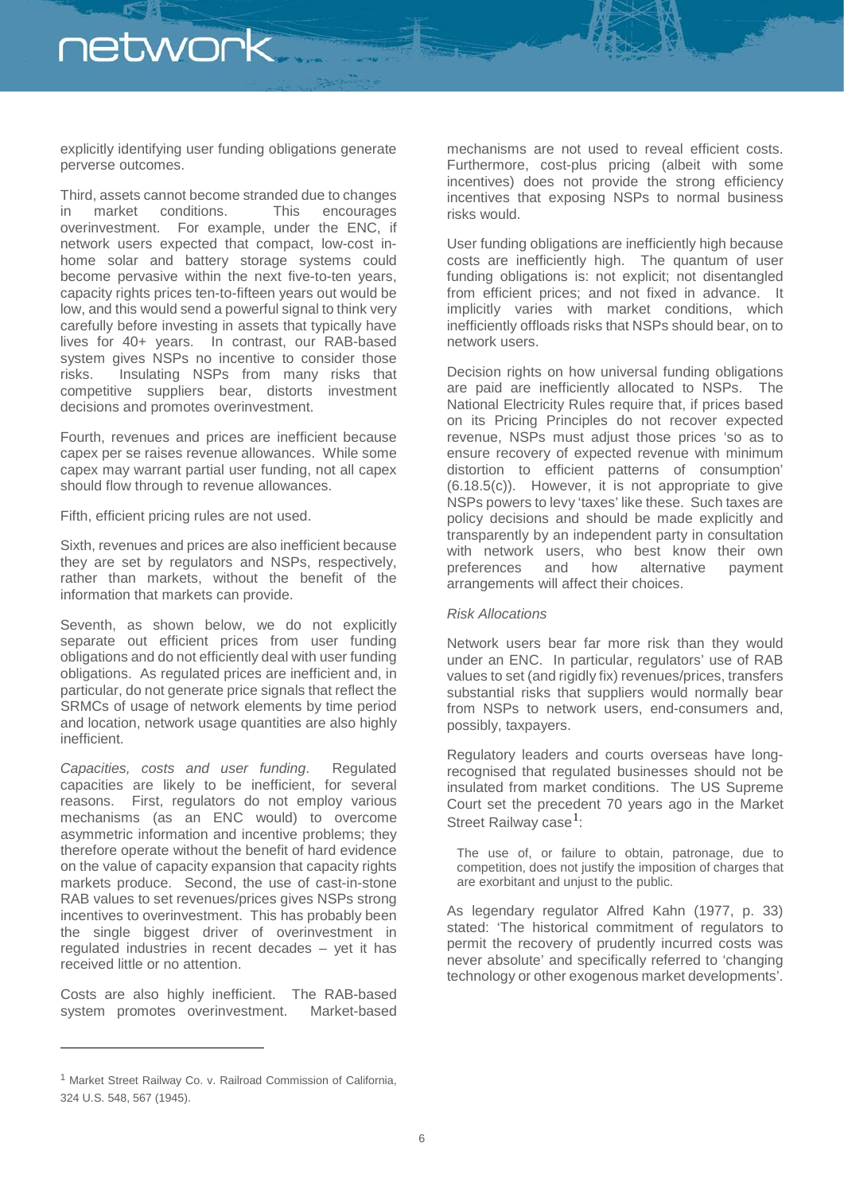explicitly identifying user funding obligations generate perverse outcomes.

Third, assets cannot become stranded due to changes in market conditions. This encourages overinvestment. For example, under the ENC, if network users expected that compact, low-cost in-home solar and battery storage systems could become pervasive within the next five-to-ten years, capacity rights prices ten-to-fifteen years out would be low, and this would send a powerful signal to think very carefully before investing in assets that typically have lives for 40+ years. In contrast, our RAB-based system gives NSPs no incentive to consider those risks. Insulating NSPs from many risks that competitive suppliers bear, distorts investment decisions and promotes overinvestment.

Fourth, revenues and prices are inefficient because capex per se raises revenue allowances. While some capex may warrant partial user funding, not all capex should flow through to revenue allowances.

Fifth, efficient pricing rules are not used.

Sixth, revenues and prices are also inefficient because they are set by regulators and NSPs, respectively, rather than markets, without the benefit of the information that markets can provide.

Seventh, as shown below, we do not explicitly separate out efficient prices from user funding obligations and do not efficiently deal with user funding obligations. As regulated prices are inefficient and, in particular, do not generate price signals that reflect the SRMCs of usage of network elements by time period and location, network usage quantities are also highly inefficient.

*Capacities, costs and user funding*. Regulated capacities are likely to be inefficient, for several reasons. First, regulators do not employ various mechanisms (as an ENC would) to overcome asymmetric information and incentive problems; they therefore operate without the benefit of hard evidence on the value of capacity expansion that capacity rights markets produce. Second, the use of cast-in-stone RAB values to set revenues/prices gives NSPs strong incentives to overinvestment. This has probably been the single biggest driver of overinvestment in regulated industries in recent decades – yet it has received little or no attention.

Costs are also highly inefficient. The RAB-based system promotes overinvestment. Market-based mechanisms are not used to reveal efficient costs. Furthermore, cost-plus pricing (albeit with some incentives) does not provide the strong efficiency incentives that exposing NSPs to normal business risks would.

User funding obligations are inefficiently high because costs are inefficiently high. The quantum of user funding obligations is: not explicit; not disentangled from efficient prices; and not fixed in advance. It implicitly varies with market conditions, which inefficiently offloads risks that NSPs should bear, on to network users.

Decision rights on how universal funding obligations are paid are inefficiently allocated to NSPs. The National Electricity Rules require that, if prices based on its Pricing Principles do not recover expected revenue, NSPs must adjust those prices 'so as to ensure recovery of expected revenue with minimum distortion to efficient patterns of consumption' (6.18.5(c)). However, it is not appropriate to give NSPs powers to levy 'taxes' like these. Such taxes are policy decisions and should be made explicitly and transparently by an independent party in consultation with network users, who best know their own preferences and how alternative payment arrangements will affect their choices.

*Risk Allocations*

Network users bear far more risk than they would under an ENC. In particular, regulators' use of RAB values to set (and rigidly fix) revenues/prices, transfers substantial risks that suppliers would normally bear from NSPs to network users, end-consumers and, possibly, taxpayers.

Regulatory leaders and courts overseas have long-recognised that regulated businesses should not be insulated from market conditions. The US Supreme Court set the precedent 70 years ago in the Market Street Railway case[1]:

> The use of, or failure to obtain, patronage, due to competition, does not justify the imposition of charges that are exorbitant and unjust to the public.

As legendary regulator Alfred Kahn (1977, p. 33) stated: 'The historical commitment of regulators to permit the recovery of prudently incurred costs was never absolute' and specifically referred to 'changing technology or other exogenous market developments'.

---

[1] Market Street Railway Co. v. Railroad Commission of California, 324 U.S. 548, 567 (1945).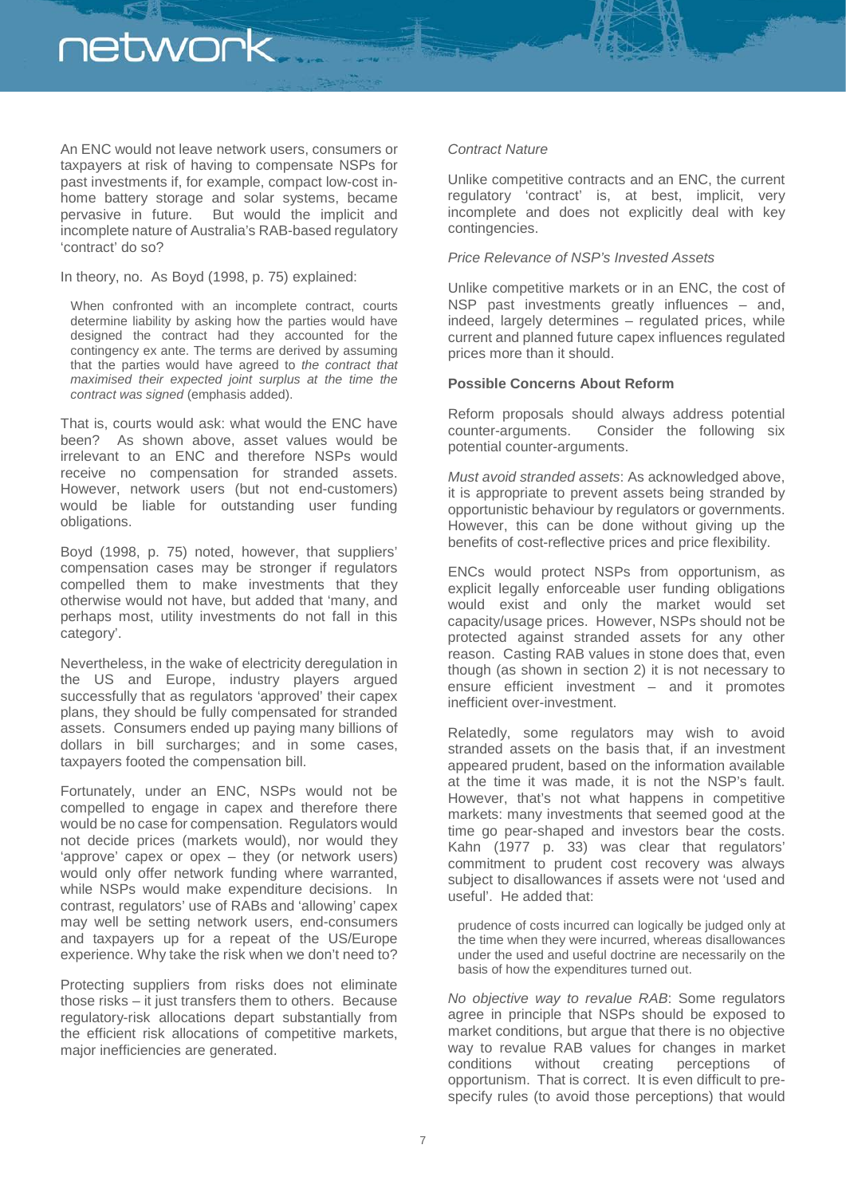An ENC would not leave network users, consumers or taxpayers at risk of having to compensate NSPs for past investments if, for example, compact low-cost in-home battery storage and solar systems, became pervasive in future. But would the implicit and incomplete nature of Australia's RAB-based regulatory 'contract' do so?

In theory, no. As Boyd (1998, p. 75) explained:

> When confronted with an incomplete contract, courts determine liability by asking how the parties would have designed the contract had they accounted for the contingency ex ante. The terms are derived by assuming that the parties would have agreed to *the contract that maximised their expected joint surplus at the time the contract was signed* (emphasis added).

That is, courts would ask: what would the ENC have been? As shown above, asset values would be irrelevant to an ENC and therefore NSPs would receive no compensation for stranded assets. However, network users (but not end-customers) would be liable for outstanding user funding obligations.

Boyd (1998, p. 75) noted, however, that suppliers' compensation cases may be stronger if regulators compelled them to make investments that they otherwise would not have, but added that 'many, and perhaps most, utility investments do not fall in this category'.

Nevertheless, in the wake of electricity deregulation in the US and Europe, industry players argued successfully that as regulators 'approved' their capex plans, they should be fully compensated for stranded assets. Consumers ended up paying many billions of dollars in bill surcharges; and in some cases, taxpayers footed the compensation bill.

Fortunately, under an ENC, NSPs would not be compelled to engage in capex and therefore there would be no case for compensation. Regulators would not decide prices (markets would), nor would they 'approve' capex or opex – they (or network users) would only offer network funding where warranted, while NSPs would make expenditure decisions. In contrast, regulators' use of RABs and 'allowing' capex may well be setting network users, end-consumers and taxpayers up for a repeat of the US/Europe experience. Why take the risk when we don't need to?

Protecting suppliers from risks does not eliminate those risks – it just transfers them to others. Because regulatory-risk allocations depart substantially from the efficient risk allocations of competitive markets, major inefficiencies are generated.

*Contract Nature*

Unlike competitive contracts and an ENC, the current regulatory 'contract' is, at best, implicit, very incomplete and does not explicitly deal with key contingencies.

*Price Relevance of NSP's Invested Assets*

Unlike competitive markets or in an ENC, the cost of NSP past investments greatly influences – and, indeed, largely determines – regulated prices, while current and planned future capex influences regulated prices more than it should.

**Possible Concerns About Reform**

Reform proposals should always address potential counter-arguments. Consider the following six potential counter-arguments.

*Must avoid stranded assets*: As acknowledged above, it is appropriate to prevent assets being stranded by opportunistic behaviour by regulators or governments. However, this can be done without giving up the benefits of cost-reflective prices and price flexibility.

ENCs would protect NSPs from opportunism, as explicit legally enforceable user funding obligations would exist and only the market would set capacity/usage prices. However, NSPs should not be protected against stranded assets for any other reason. Casting RAB values in stone does that, even though (as shown in section 2) it is not necessary to ensure efficient investment – and it promotes inefficient over-investment.

Relatedly, some regulators may wish to avoid stranded assets on the basis that, if an investment appeared prudent, based on the information available at the time it was made, it is not the NSP's fault. However, that's not what happens in competitive markets: many investments that seemed good at the time go pear-shaped and investors bear the costs. Kahn (1977 p. 33) was clear that regulators' commitment to prudent cost recovery was always subject to disallowances if assets were not 'used and useful'. He added that:

> prudence of costs incurred can logically be judged only at the time when they were incurred, whereas disallowances under the used and useful doctrine are necessarily on the basis of how the expenditures turned out.

*No objective way to revalue RAB*: Some regulators agree in principle that NSPs should be exposed to market conditions, but argue that there is no objective way to revalue RAB values for changes in market conditions without creating perceptions of opportunism. That is correct. It is even difficult to pre-specify rules (to avoid those perceptions) that would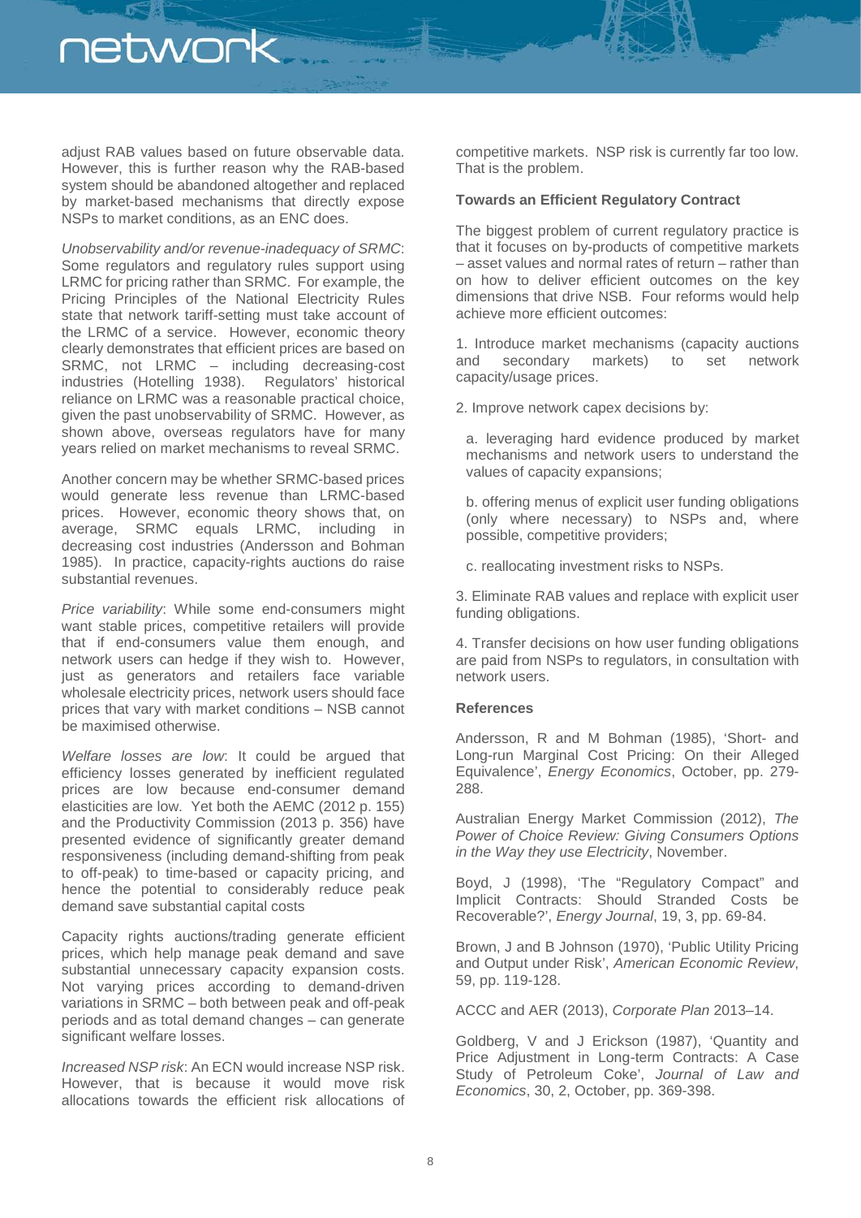adjust RAB values based on future observable data. However, this is further reason why the RAB-based system should be abandoned altogether and replaced by market-based mechanisms that directly expose NSPs to market conditions, as an ENC does.

*Unobservability and/or revenue-inadequacy of SRMC*: Some regulators and regulatory rules support using LRMC for pricing rather than SRMC. For example, the Pricing Principles of the National Electricity Rules state that network tariff-setting must take account of the LRMC of a service. However, economic theory clearly demonstrates that efficient prices are based on SRMC, not LRMC – including decreasing-cost industries (Hotelling 1938). Regulators' historical reliance on LRMC was a reasonable practical choice, given the past unobservability of SRMC. However, as shown above, overseas regulators have for many years relied on market mechanisms to reveal SRMC.

Another concern may be whether SRMC-based prices would generate less revenue than LRMC-based prices. However, economic theory shows that, on average, SRMC equals LRMC, including in decreasing cost industries (Andersson and Bohman 1985). In practice, capacity-rights auctions do raise substantial revenues.

*Price variability*: While some end-consumers might want stable prices, competitive retailers will provide that if end-consumers value them enough, and network users can hedge if they wish to. However, just as generators and retailers face variable wholesale electricity prices, network users should face prices that vary with market conditions – NSB cannot be maximised otherwise.

*Welfare losses are low*: It could be argued that efficiency losses generated by inefficient regulated prices are low because end-consumer demand elasticities are low. Yet both the AEMC (2012 p. 155) and the Productivity Commission (2013 p. 356) have presented evidence of significantly greater demand responsiveness (including demand-shifting from peak to off-peak) to time-based or capacity pricing, and hence the potential to considerably reduce peak demand save substantial capital costs

Capacity rights auctions/trading generate efficient prices, which help manage peak demand and save substantial unnecessary capacity expansion costs. Not varying prices according to demand-driven variations in SRMC – both between peak and off-peak periods and as total demand changes – can generate significant welfare losses.

*Increased NSP risk*: An ECN would increase NSP risk. However, that is because it would move risk allocations towards the efficient risk allocations of competitive markets. NSP risk is currently far too low. That is the problem.

**Towards an Efficient Regulatory Contract**

The biggest problem of current regulatory practice is that it focuses on by-products of competitive markets – asset values and normal rates of return – rather than on how to deliver efficient outcomes on the key dimensions that drive NSB. Four reforms would help achieve more efficient outcomes:

1. Introduce market mechanisms (capacity auctions and secondary markets) to set network capacity/usage prices.

2. Improve network capex decisions by:

   a. leveraging hard evidence produced by market mechanisms and network users to understand the values of capacity expansions;

   b. offering menus of explicit user funding obligations (only where necessary) to NSPs and, where possible, competitive providers;

   c. reallocating investment risks to NSPs.

3. Eliminate RAB values and replace with explicit user funding obligations.

4. Transfer decisions on how user funding obligations are paid from NSPs to regulators, in consultation with network users.

**References**

Andersson, R and M Bohman (1985), 'Short- and Long-run Marginal Cost Pricing: On their Alleged Equivalence', *Energy Economics*, October, pp. 279-288.

Australian Energy Market Commission (2012), *The Power of Choice Review: Giving Consumers Options in the Way they use Electricity*, November.

Boyd, J (1998), 'The "Regulatory Compact" and Implicit Contracts: Should Stranded Costs be Recoverable?', *Energy Journal*, 19, 3, pp. 69-84.

Brown, J and B Johnson (1970), 'Public Utility Pricing and Output under Risk', *American Economic Review*, 59, pp. 119-128.

ACCC and AER (2013), *Corporate Plan* 2013–14.

Goldberg, V and J Erickson (1987), 'Quantity and Price Adjustment in Long-term Contracts: A Case Study of Petroleum Coke', *Journal of Law and Economics*, 30, 2, October, pp. 369-398.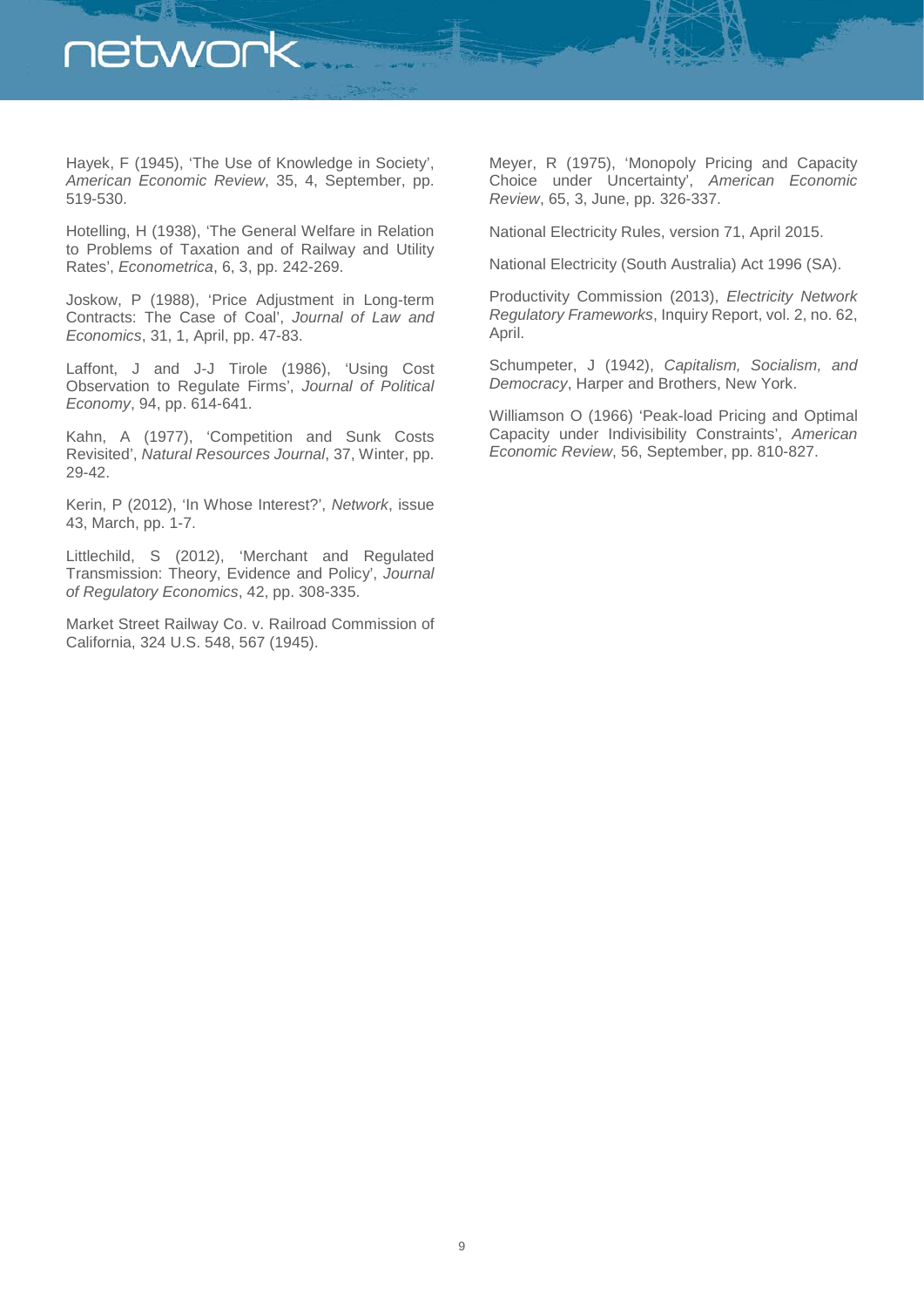Hayek, F (1945), 'The Use of Knowledge in Society', *American Economic Review*, 35, 4, September, pp. 519-530.

Hotelling, H (1938), 'The General Welfare in Relation to Problems of Taxation and of Railway and Utility Rates', *Econometrica*, 6, 3, pp. 242-269.

Joskow, P (1988), 'Price Adjustment in Long-term Contracts: The Case of Coal', *Journal of Law and Economics*, 31, 1, April, pp. 47-83.

Laffont, J and J-J Tirole (1986), 'Using Cost Observation to Regulate Firms', *Journal of Political Economy*, 94, pp. 614-641.

Kahn, A (1977), 'Competition and Sunk Costs Revisited', *Natural Resources Journal*, 37, Winter, pp. 29-42.

Kerin, P (2012), 'In Whose Interest?', *Network*, issue 43, March, pp. 1-7.

Littlechild, S (2012), 'Merchant and Regulated Transmission: Theory, Evidence and Policy', *Journal of Regulatory Economics*, 42, pp. 308-335.

Market Street Railway Co. v. Railroad Commission of California, 324 U.S. 548, 567 (1945).

Meyer, R (1975), 'Monopoly Pricing and Capacity Choice under Uncertainty', *American Economic Review*, 65, 3, June, pp. 326-337.

National Electricity Rules, version 71, April 2015.

National Electricity (South Australia) Act 1996 (SA).

Productivity Commission (2013), *Electricity Network Regulatory Frameworks*, Inquiry Report, vol. 2, no. 62, April.

Schumpeter, J (1942), *Capitalism, Socialism, and Democracy*, Harper and Brothers, New York.

Williamson O (1966) 'Peak-load Pricing and Optimal Capacity under Indivisibility Constraints', *American Economic Review*, 56, September, pp. 810-827.